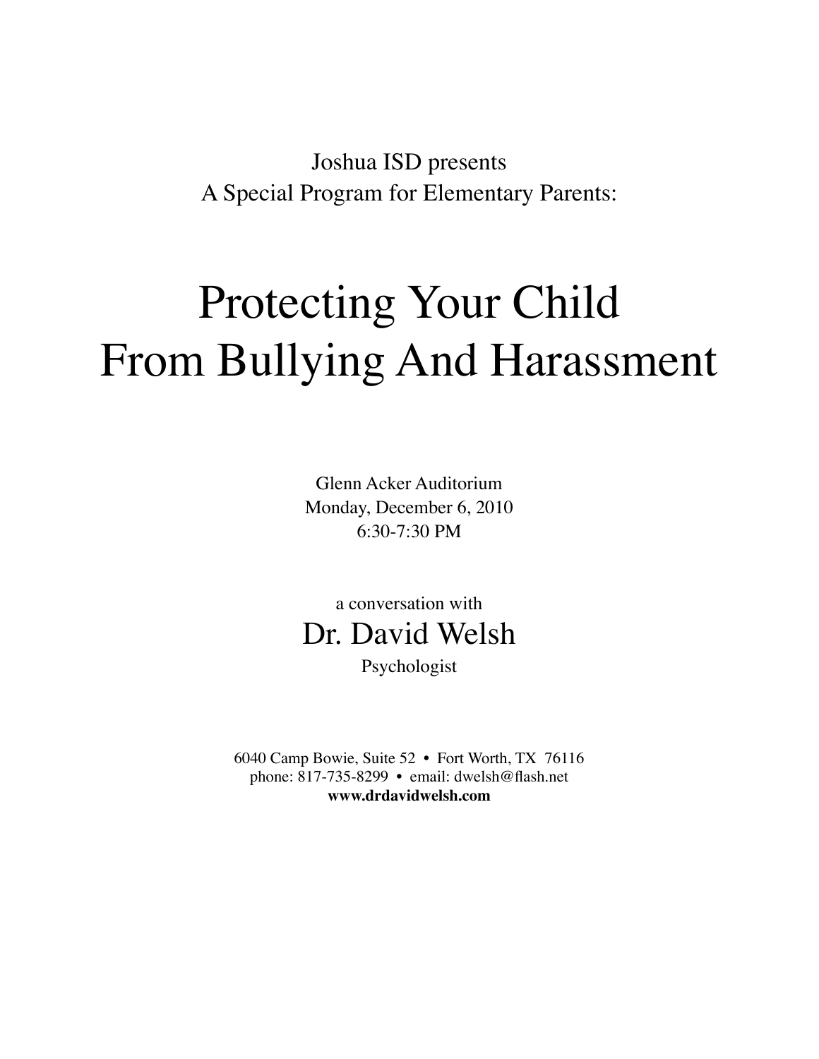Joshua ISD presents
A Special Program for Elementary Parents:

# Protecting Your Child From Bullying And Harassment

Glenn Acker Auditorium
Monday, December 6, 2010
6:30-7:30 PM

a conversation with

## Dr. David Welsh

Psychologist

6040 Camp Bowie, Suite 52 • Fort Worth, TX 76116
phone: 817-735-8299 • email: dwelsh@flash.net
**www.drdavidwelsh.com**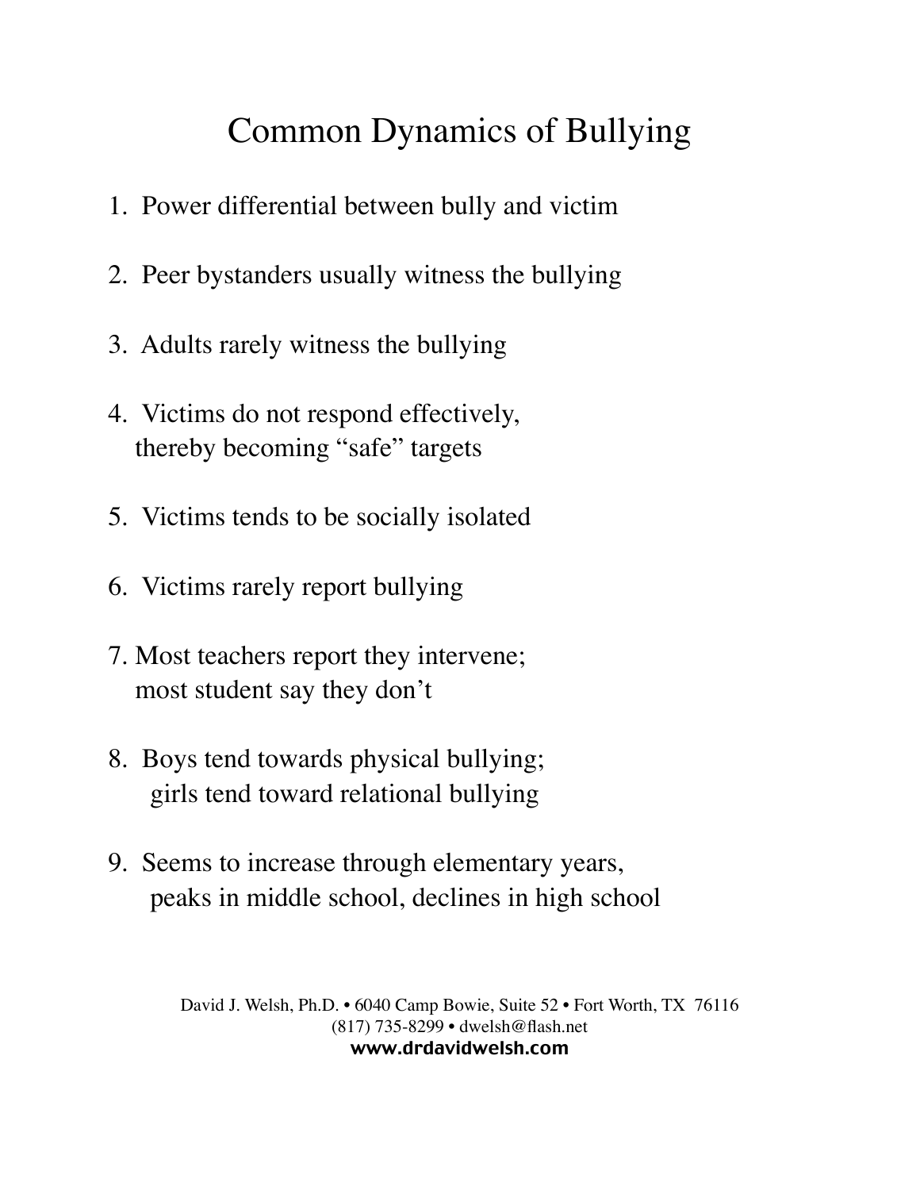# Common Dynamics of Bullying

1. Power differential between bully and victim
2. Peer bystanders usually witness the bullying
3. Adults rarely witness the bullying
4. Victims do not respond effectively, thereby becoming "safe" targets
5. Victims tends to be socially isolated
6. Victims rarely report bullying
7. Most teachers report they intervene; most student say they don't
8. Boys tend towards physical bullying; girls tend toward relational bullying
9. Seems to increase through elementary years, peaks in middle school, declines in high school

David J. Welsh, Ph.D. • 6040 Camp Bowie, Suite 52 • Fort Worth, TX 76116
(817) 735-8299 • dwelsh@flash.net
**www.drdavidwelsh.com**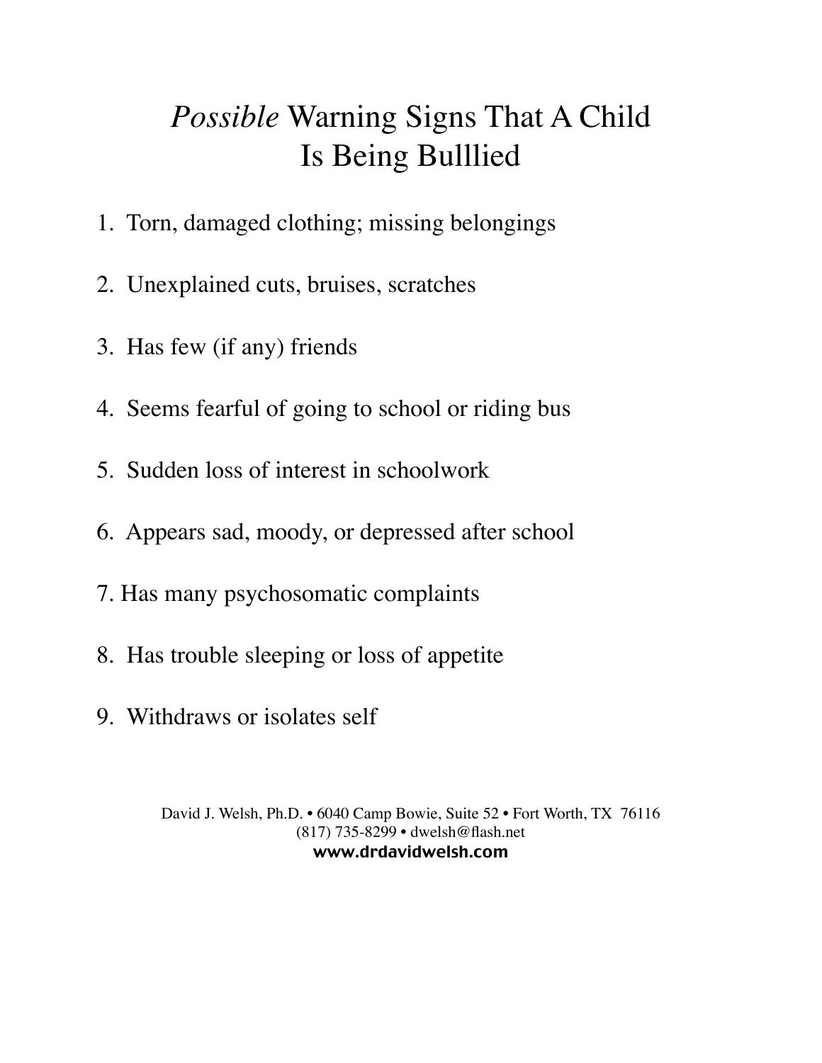# *Possible* Warning Signs That A Child Is Being Bulllied

1. Torn, damaged clothing; missing belongings
2. Unexplained cuts, bruises, scratches
3. Has few (if any) friends
4. Seems fearful of going to school or riding bus
5. Sudden loss of interest in schoolwork
6. Appears sad, moody, or depressed after school
7. Has many psychosomatic complaints
8. Has trouble sleeping or loss of appetite
9. Withdraws or isolates self

David J. Welsh, Ph.D. • 6040 Camp Bowie, Suite 52 • Fort Worth, TX 76116
(817) 735-8299 • dwelsh@flash.net
**www.drdavidwelsh.com**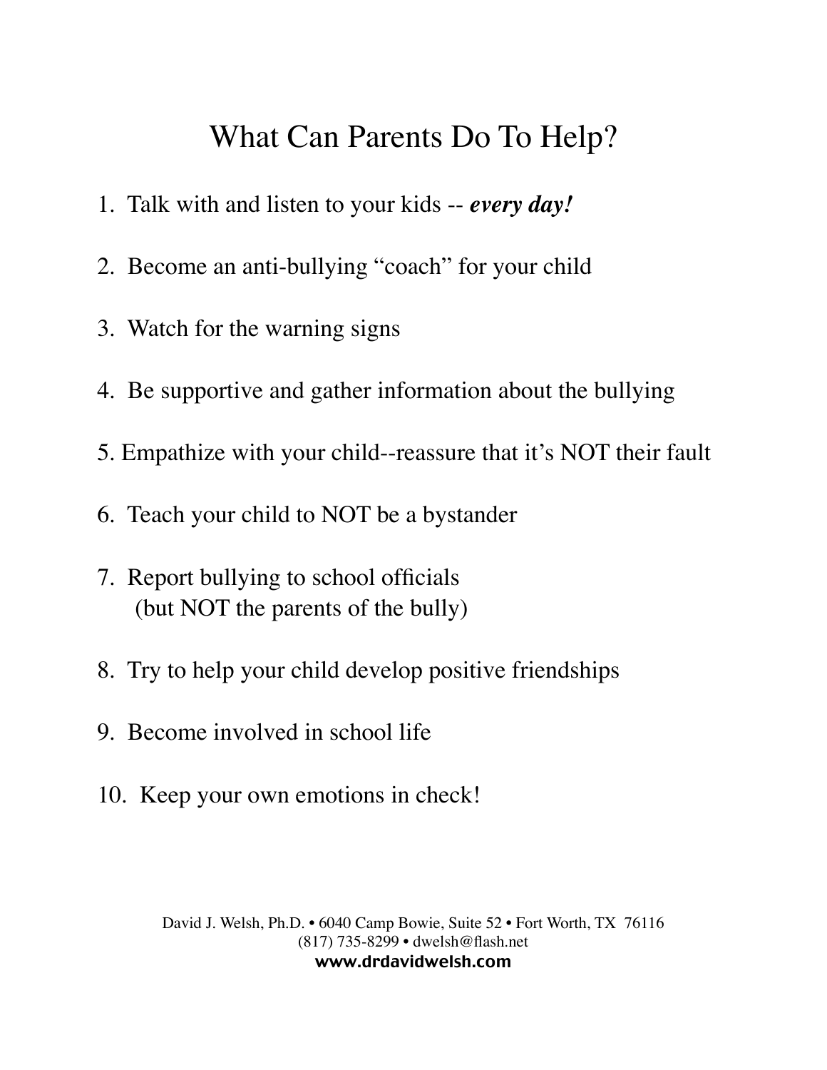# What Can Parents Do To Help?

1. Talk with and listen to your kids -- ***every day!***
2. Become an anti-bullying "coach" for your child
3. Watch for the warning signs
4. Be supportive and gather information about the bullying
5. Empathize with your child--reassure that it's NOT their fault
6. Teach your child to NOT be a bystander
7. Report bullying to school officials
   (but NOT the parents of the bully)
8. Try to help your child develop positive friendships
9. Become involved in school life
10. Keep your own emotions in check!

David J. Welsh, Ph.D. • 6040 Camp Bowie, Suite 52 • Fort Worth, TX 76116
(817) 735-8299 • dwelsh@flash.net
**www.drdavidwelsh.com**